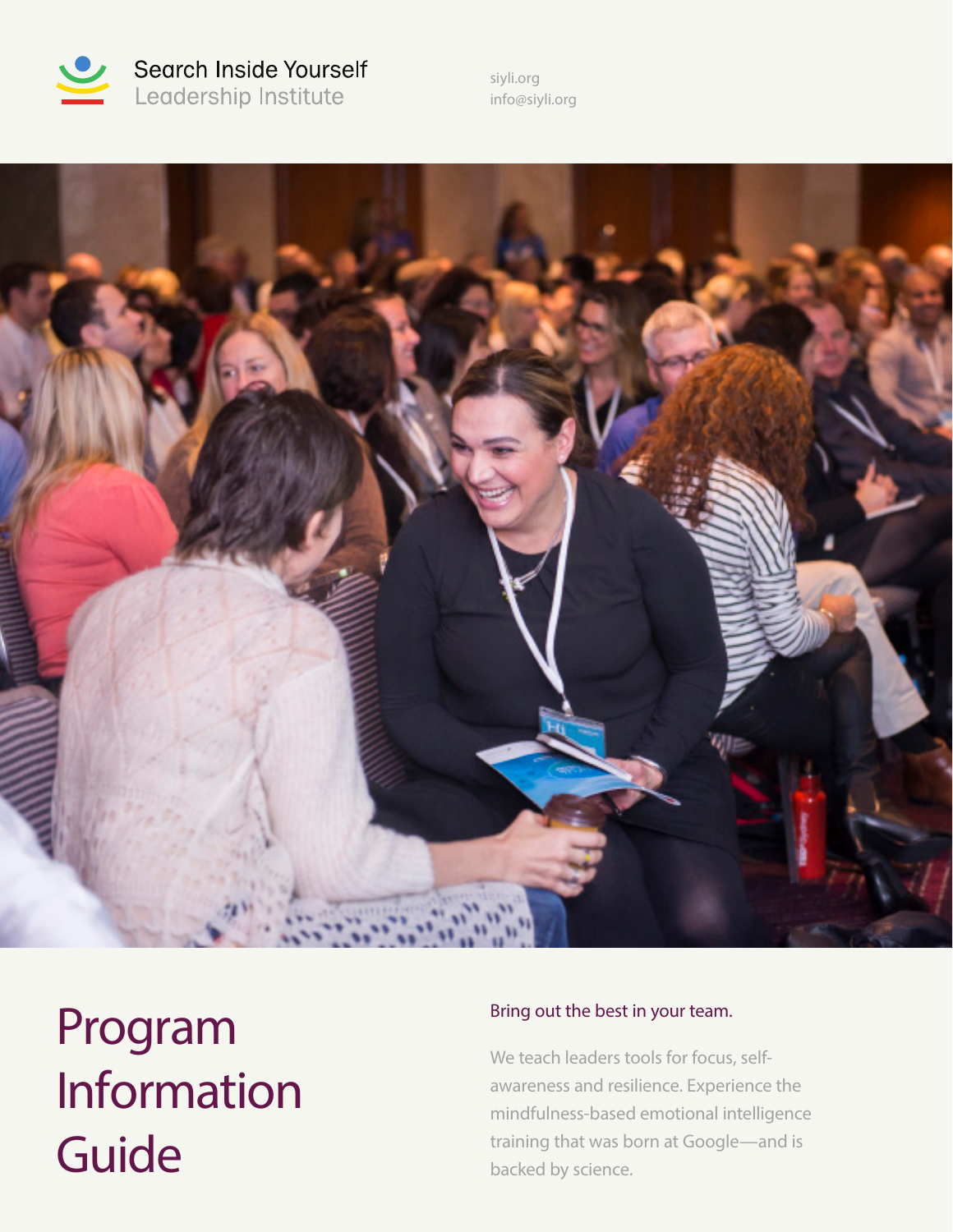Search Inside Yourself
Leadership Institute

siyli.org
info@siyli.org

# Program Information Guide

## Bring out the best in your team.

We teach leaders tools for focus, self-awareness and resilience. Experience the mindfulness-based emotional intelligence training that was born at Google—and is backed by science.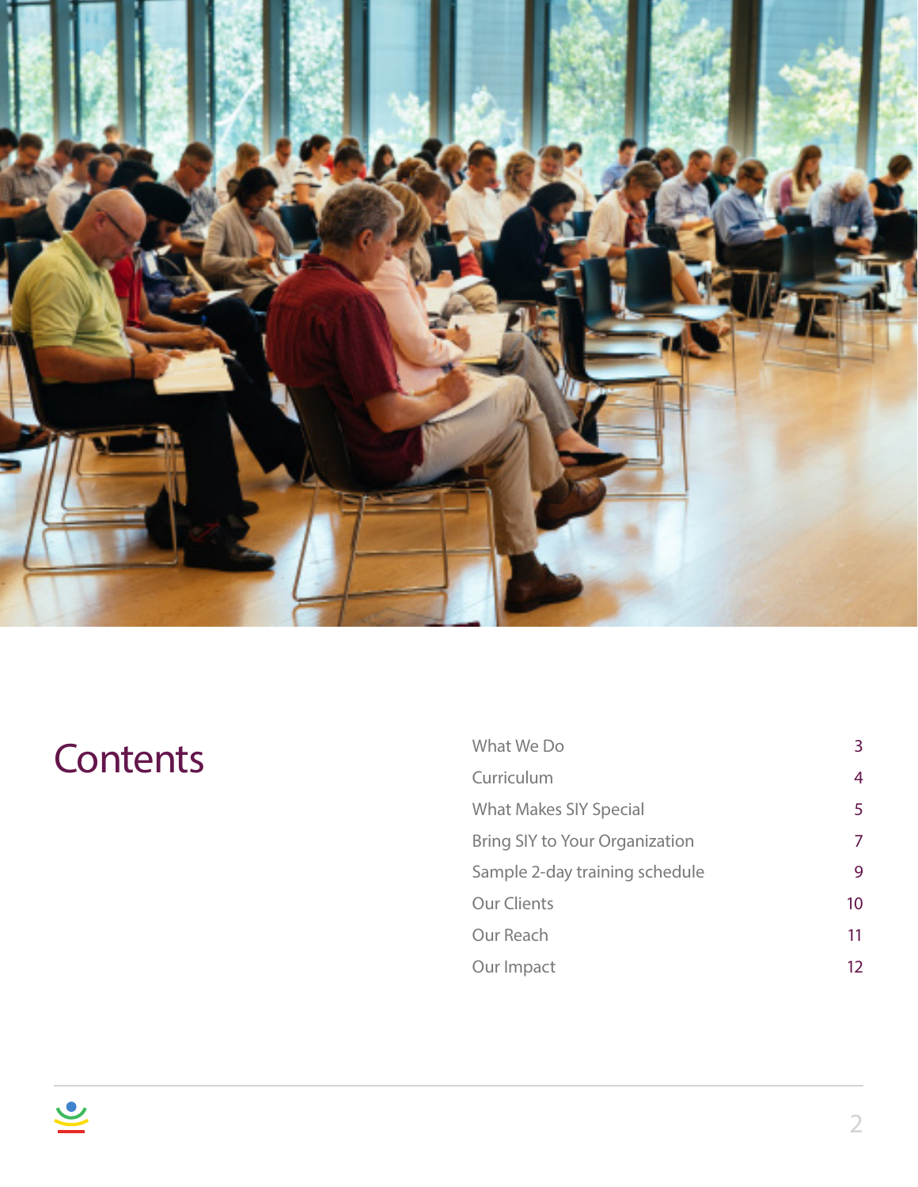# Contents

| | |
|---|---|
| What We Do | 3 |
| Curriculum | 4 |
| What Makes SIY Special | 5 |
| Bring SIY to Your Organization | 7 |
| Sample 2-day training schedule | 9 |
| Our Clients | 10 |
| Our Reach | 11 |
| Our Impact | 12 |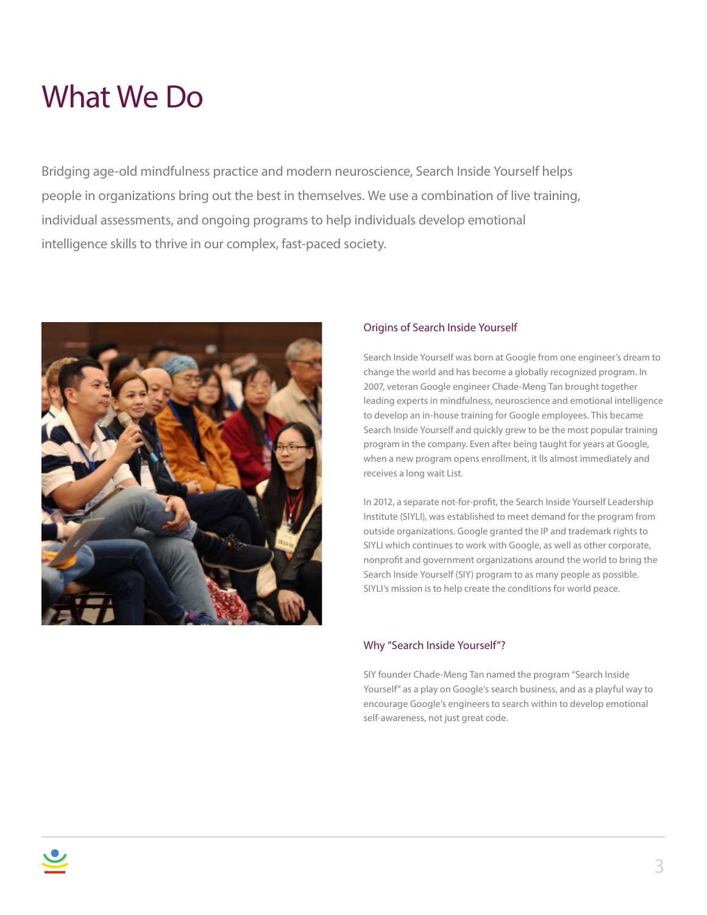# What We Do

Bridging age-old mindfulness practice and modern neuroscience, Search Inside Yourself helps people in organizations bring out the best in themselves. We use a combination of live training, individual assessments, and ongoing programs to help individuals develop emotional intelligence skills to thrive in our complex, fast-paced society.

## Origins of Search Inside Yourself

Search Inside Yourself was born at Google from one engineer's dream to change the world and has become a globally recognized program. In 2007, veteran Google engineer Chade-Meng Tan brought together leading experts in mindfulness, neuroscience and emotional intelligence to develop an in-house training for Google employees. This became Search Inside Yourself and quickly grew to be the most popular training program in the company. Even after being taught for years at Google, when a new program opens enrollment, it lls almost immediately and receives a long wait List.

In 2012, a separate not-for-profit, the Search Inside Yourself Leadership Institute (SIYLI), was established to meet demand for the program from outside organizations. Google granted the IP and trademark rights to SIYLI which continues to work with Google, as well as other corporate, nonprofit and government organizations around the world to bring the Search Inside Yourself (SIY) program to as many people as possible. SIYLI's mission is to help create the conditions for world peace.

## Why "Search Inside Yourself"?

SIY founder Chade-Meng Tan named the program "Search Inside Yourself" as a play on Google's search business, and as a playful way to encourage Google's engineers to search within to develop emotional self-awareness, not just great code.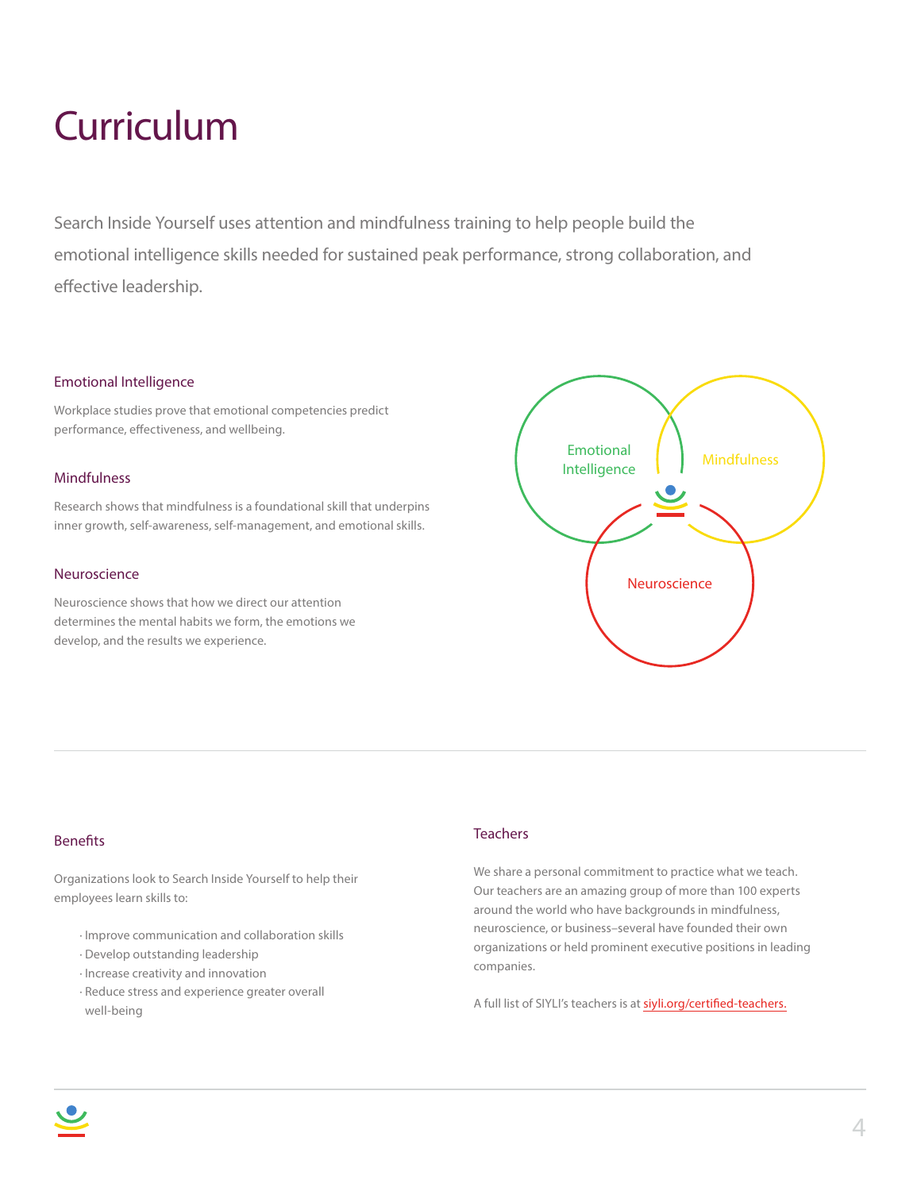# Curriculum

Search Inside Yourself uses attention and mindfulness training to help people build the emotional intelligence skills needed for sustained peak performance, strong collaboration, and effective leadership.

### Emotional Intelligence

Workplace studies prove that emotional competencies predict performance, effectiveness, and wellbeing.

### Mindfulness

Research shows that mindfulness is a foundational skill that underpins inner growth, self-awareness, self-management, and emotional skills.

### Neuroscience

Neuroscience shows that how we direct our attention determines the mental habits we form, the emotions we develop, and the results we experience.

Emotional Intelligence

Mindfulness

Neuroscience

### Benefits

Organizations look to Search Inside Yourself to help their employees learn skills to:

- Improve communication and collaboration skills
- Develop outstanding leadership
- Increase creativity and innovation
- Reduce stress and experience greater overall well-being

### Teachers

We share a personal commitment to practice what we teach. Our teachers are an amazing group of more than 100 experts around the world who have backgrounds in mindfulness, neuroscience, or business–several have founded their own organizations or held prominent executive positions in leading companies.

A full list of SIYLI's teachers is at siyli.org/certified-teachers.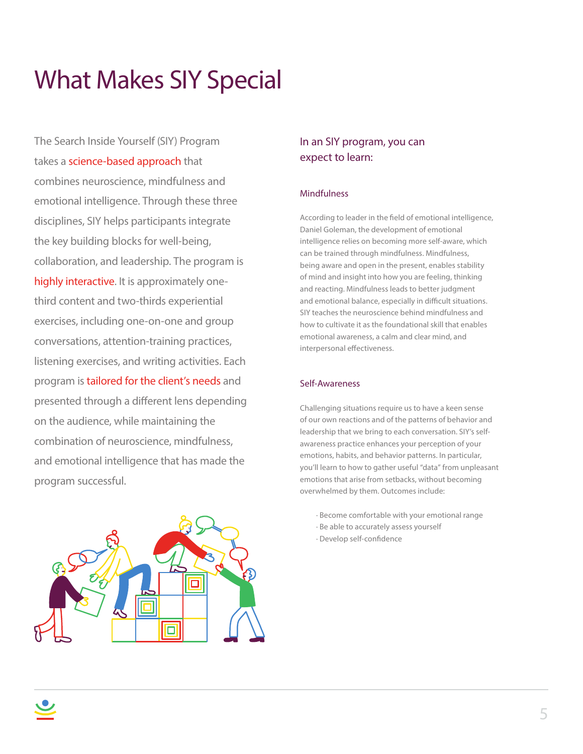# What Makes SIY Special

The Search Inside Yourself (SIY) Program takes a science-based approach that combines neuroscience, mindfulness and emotional intelligence. Through these three disciplines, SIY helps participants integrate the key building blocks for well-being, collaboration, and leadership. The program is highly interactive. It is approximately one-third content and two-thirds experiential exercises, including one-on-one and group conversations, attention-training practices, listening exercises, and writing activities. Each program is tailored for the client's needs and presented through a different lens depending on the audience, while maintaining the combination of neuroscience, mindfulness, and emotional intelligence that has made the program successful.

## In an SIY program, you can expect to learn:

### Mindfulness

According to leader in the field of emotional intelligence, Daniel Goleman, the development of emotional intelligence relies on becoming more self-aware, which can be trained through mindfulness. Mindfulness, being aware and open in the present, enables stability of mind and insight into how you are feeling, thinking and reacting. Mindfulness leads to better judgment and emotional balance, especially in difficult situations. SIY teaches the neuroscience behind mindfulness and how to cultivate it as the foundational skill that enables emotional awareness, a calm and clear mind, and interpersonal effectiveness.

### Self-Awareness

Challenging situations require us to have a keen sense of our own reactions and of the patterns of behavior and leadership that we bring to each conversation. SIY's self-awareness practice enhances your perception of your emotions, habits, and behavior patterns. In particular, you'll learn to how to gather useful "data" from unpleasant emotions that arise from setbacks, without becoming overwhelmed by them. Outcomes include:

- Become comfortable with your emotional range
- Be able to accurately assess yourself
- Develop self-confidence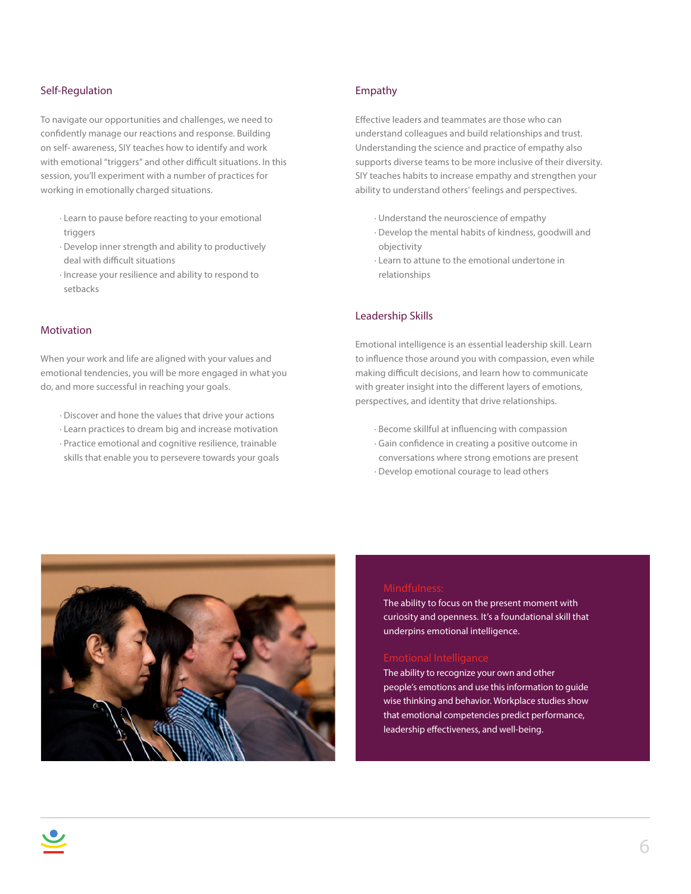## Self-Regulation

To navigate our opportunities and challenges, we need to confidently manage our reactions and response. Building on self- awareness, SIY teaches how to identify and work with emotional "triggers" and other difficult situations. In this session, you'll experiment with a number of practices for working in emotionally charged situations.

- Learn to pause before reacting to your emotional triggers
- Develop inner strength and ability to productively deal with difficult situations
- Increase your resilience and ability to respond to setbacks

## Motivation

When your work and life are aligned with your values and emotional tendencies, you will be more engaged in what you do, and more successful in reaching your goals.

- Discover and hone the values that drive your actions
- Learn practices to dream big and increase motivation
- Practice emotional and cognitive resilience, trainable skills that enable you to persevere towards your goals

## Empathy

Effective leaders and teammates are those who can understand colleagues and build relationships and trust. Understanding the science and practice of empathy also supports diverse teams to be more inclusive of their diversity. SIY teaches habits to increase empathy and strengthen your ability to understand others' feelings and perspectives.

- Understand the neuroscience of empathy
- Develop the mental habits of kindness, goodwill and objectivity
- Learn to attune to the emotional undertone in relationships

## Leadership Skills

Emotional intelligence is an essential leadership skill. Learn to influence those around you with compassion, even while making difficult decisions, and learn how to communicate with greater insight into the different layers of emotions, perspectives, and identity that drive relationships.

- Become skillful at influencing with compassion
- Gain confidence in creating a positive outcome in conversations where strong emotions are present
- Develop emotional courage to lead others

**Mindfulness:**
The ability to focus on the present moment with curiosity and openness. It's a foundational skill that underpins emotional intelligence.

**Emotional Intelligence**
The ability to recognize your own and other people's emotions and use this information to guide wise thinking and behavior. Workplace studies show that emotional competencies predict performance, leadership effectiveness, and well-being.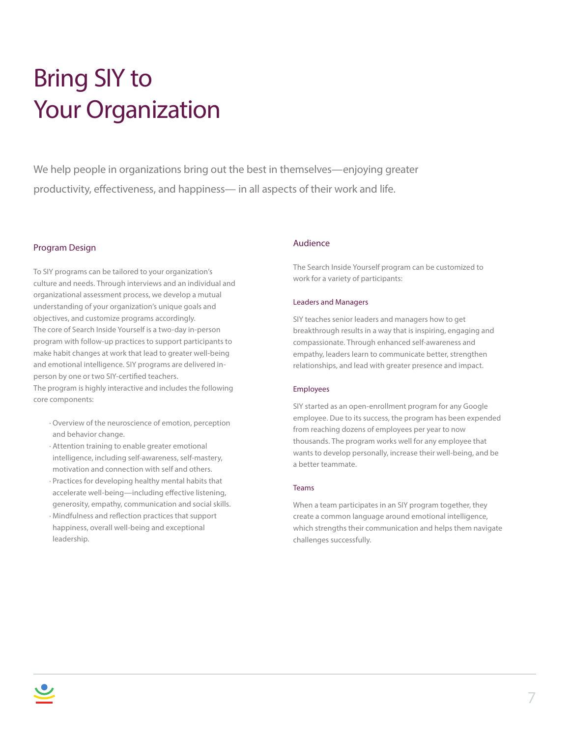# Bring SIY to Your Organization

We help people in organizations bring out the best in themselves—enjoying greater productivity, effectiveness, and happiness— in all aspects of their work and life.

## Program Design

To SIY programs can be tailored to your organization's culture and needs. Through interviews and an individual and organizational assessment process, we develop a mutual understanding of your organization's unique goals and objectives, and customize programs accordingly.
The core of Search Inside Yourself is a two-day in-person program with follow-up practices to support participants to make habit changes at work that lead to greater well-being and emotional intelligence. SIY programs are delivered in-person by one or two SIY-certified teachers.
The program is highly interactive and includes the following core components:

- Overview of the neuroscience of emotion, perception and behavior change.
- Attention training to enable greater emotional intelligence, including self-awareness, self-mastery, motivation and connection with self and others.
- Practices for developing healthy mental habits that accelerate well-being—including effective listening, generosity, empathy, communication and social skills.
- Mindfulness and reflection practices that support happiness, overall well-being and exceptional leadership.

## Audience

The Search Inside Yourself program can be customized to work for a variety of participants:

### Leaders and Managers

SIY teaches senior leaders and managers how to get breakthrough results in a way that is inspiring, engaging and compassionate. Through enhanced self-awareness and empathy, leaders learn to communicate better, strengthen relationships, and lead with greater presence and impact.

### Employees

SIY started as an open-enrollment program for any Google employee. Due to its success, the program has been expended from reaching dozens of employees per year to now thousands. The program works well for any employee that wants to develop personally, increase their well-being, and be a better teammate.

### Teams

When a team participates in an SIY program together, they create a common language around emotional intelligence, which strengths their communication and helps them navigate challenges successfully.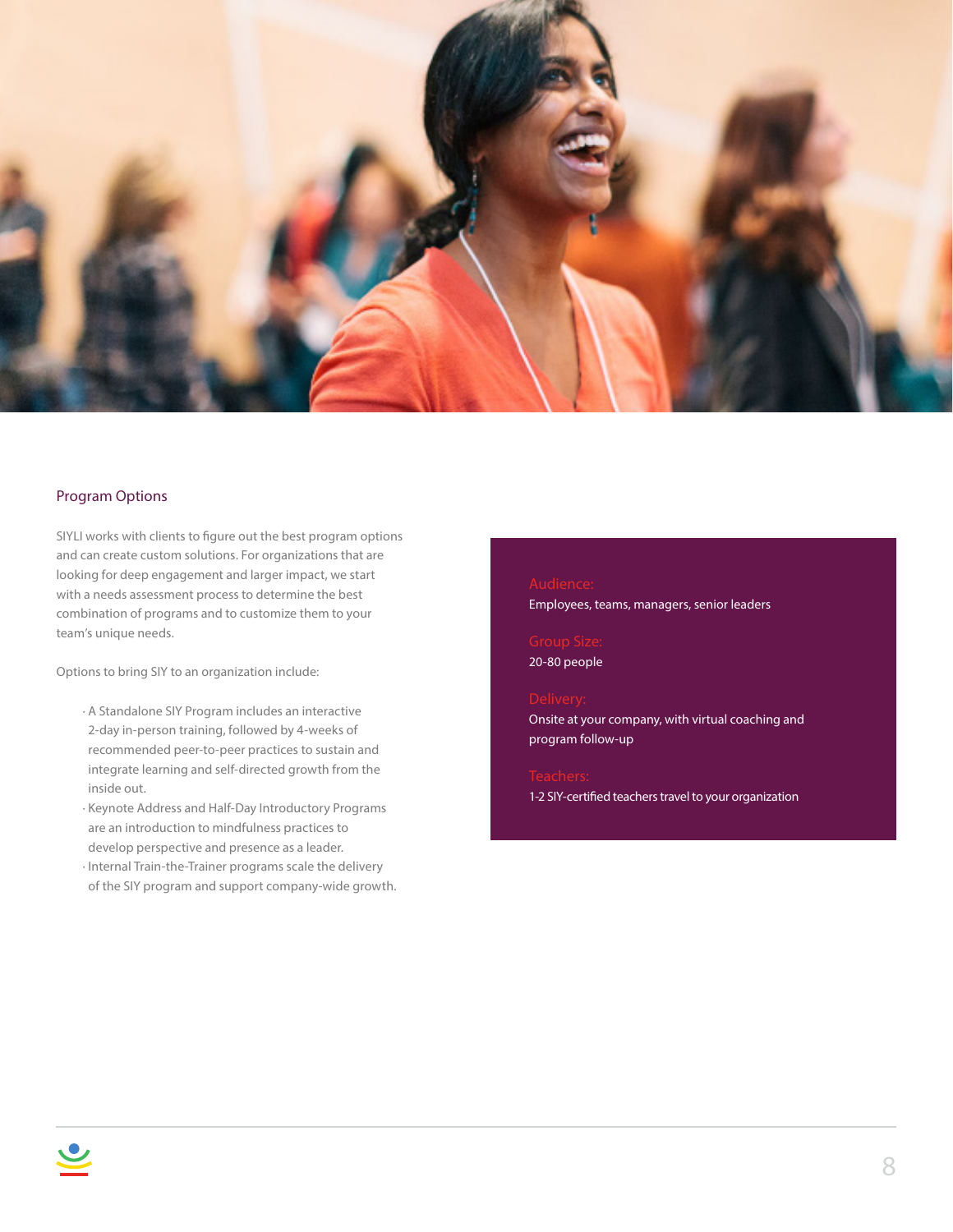## Program Options

SIYLI works with clients to figure out the best program options and can create custom solutions. For organizations that are looking for deep engagement and larger impact, we start with a needs assessment process to determine the best combination of programs and to customize them to your team's unique needs.

Options to bring SIY to an organization include:

- A Standalone SIY Program includes an interactive 2-day in-person training, followed by 4-weeks of recommended peer-to-peer practices to sustain and integrate learning and self-directed growth from the inside out.
- Keynote Address and Half-Day Introductory Programs are an introduction to mindfulness practices to develop perspective and presence as a leader.
- Internal Train-the-Trainer programs scale the delivery of the SIY program and support company-wide growth.

**Audience:**
Employees, teams, managers, senior leaders

**Group Size:**
20-80 people

**Delivery:**
Onsite at your company, with virtual coaching and program follow-up

**Teachers:**
1-2 SIY-certified teachers travel to your organization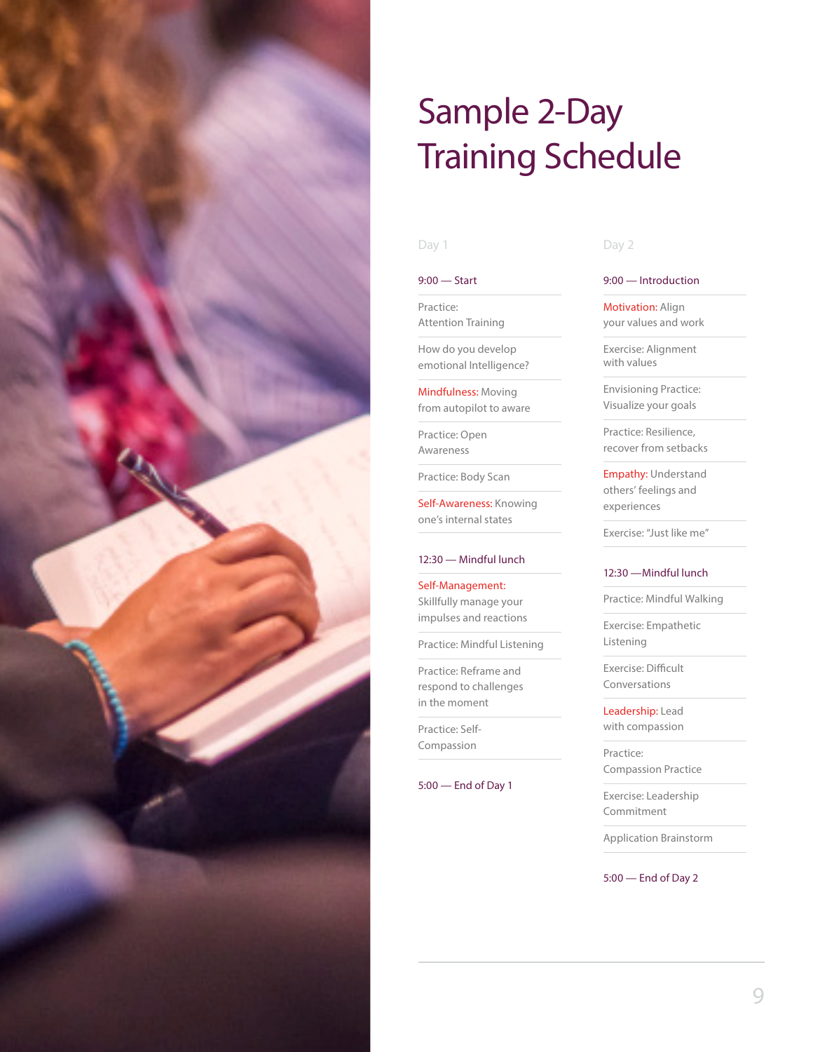# Sample 2-Day Training Schedule

## Day 1

**9:00 — Start**

- Practice: Attention Training
- How do you develop emotional Intelligence?
- **Mindfulness:** Moving from autopilot to aware
- Practice: Open Awareness
- Practice: Body Scan
- **Self-Awareness:** Knowing one's internal states

**12:30 — Mindful lunch**

- **Self-Management:** Skillfully manage your impulses and reactions
- Practice: Mindful Listening
- Practice: Reframe and respond to challenges in the moment
- Practice: Self-Compassion

**5:00 — End of Day 1**

## Day 2

**9:00 — Introduction**

- **Motivation:** Align your values and work
- Exercise: Alignment with values
- Envisioning Practice: Visualize your goals
- Practice: Resilience, recover from setbacks
- **Empathy:** Understand others' feelings and experiences
- Exercise: "Just like me"

**12:30 — Mindful lunch**

- Practice: Mindful Walking
- Exercise: Empathetic Listening
- Exercise: Difficult Conversations
- **Leadership:** Lead with compassion
- Practice: Compassion Practice
- Exercise: Leadership Commitment
- Application Brainstorm

**5:00 — End of Day 2**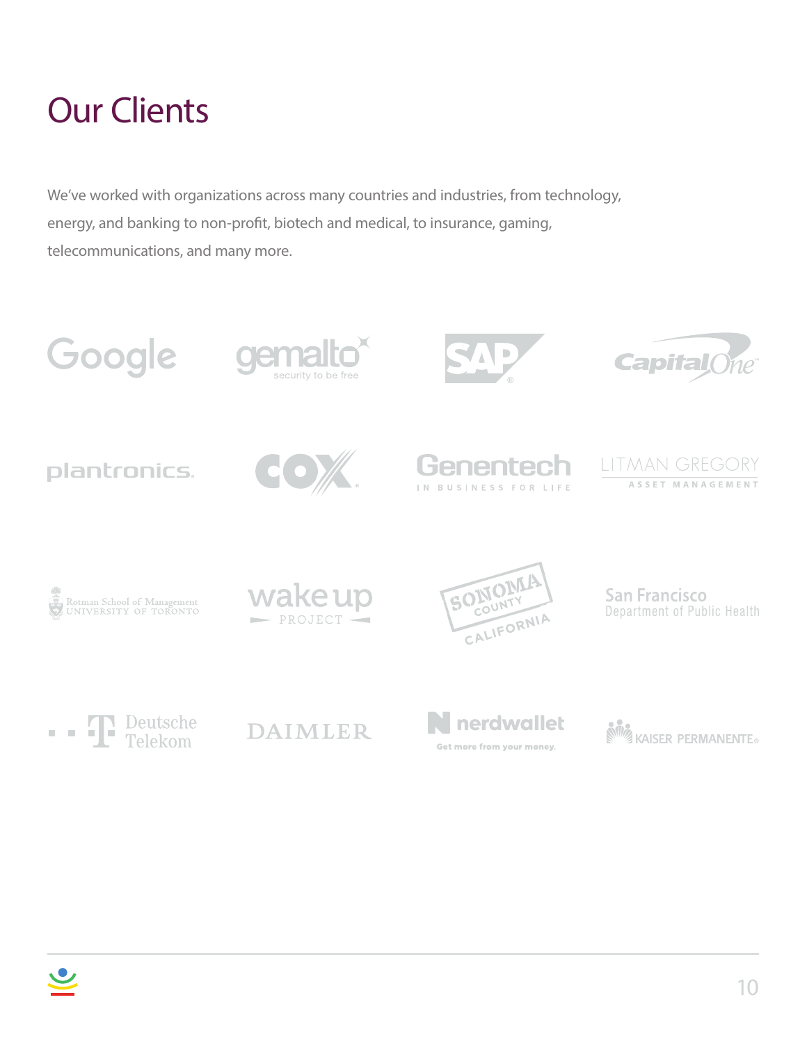# Our Clients

We've worked with organizations across many countries and industries, from technology, energy, and banking to non-profit, biotech and medical, to insurance, gaming, telecommunications, and many more.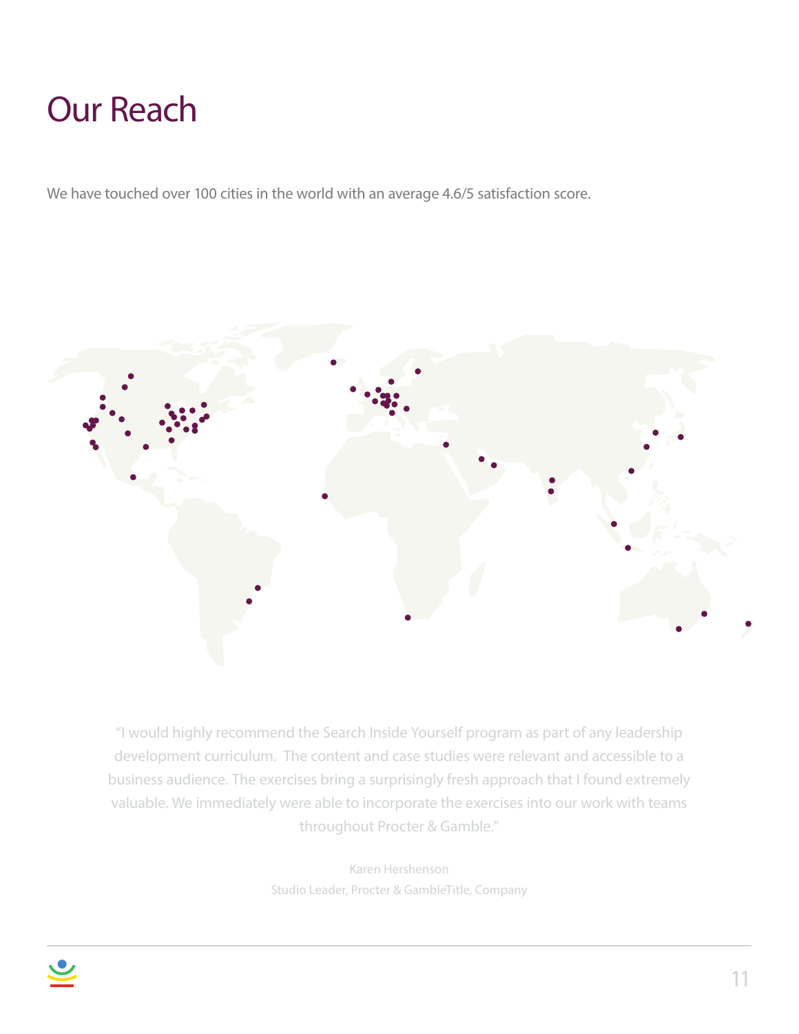# Our Reach

We have touched over 100 cities in the world with an average 4.6/5 satisfaction score.

"I would highly recommend the Search Inside Yourself program as part of any leadership development curriculum. The content and case studies were relevant and accessible to a business audience. The exercises bring a surprisingly fresh approach that I found extremely valuable. We immediately were able to incorporate the exercises into our work with teams throughout Procter & Gamble."

Karen Hershenson

Studio Leader, Procter & GambleTitle, Company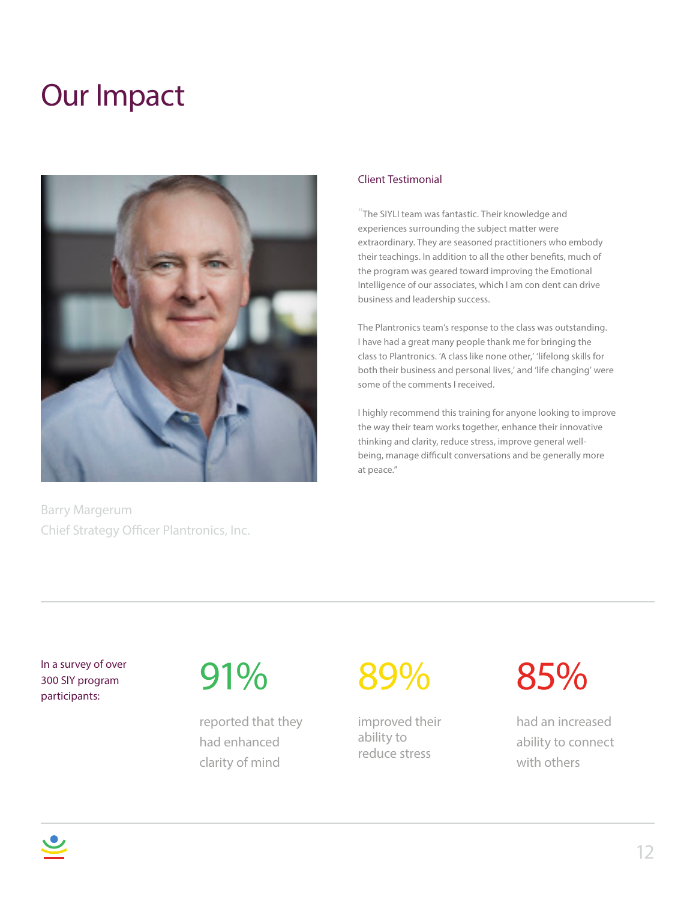# Our Impact

Barry Margerum
Chief Strategy Officer Plantronics, Inc.

### Client Testimonial

"The SIYLI team was fantastic. Their knowledge and experiences surrounding the subject matter were extraordinary. They are seasoned practitioners who embody their teachings. In addition to all the other benefits, much of the program was geared toward improving the Emotional Intelligence of our associates, which I am con dent can drive business and leadership success.

The Plantronics team's response to the class was outstanding. I have had a great many people thank me for bringing the class to Plantronics. 'A class like none other,' 'lifelong skills for both their business and personal lives,' and 'life changing' were some of the comments I received.

I highly recommend this training for anyone looking to improve the way their team works together, enhance their innovative thinking and clarity, reduce stress, improve general well-being, manage difficult conversations and be generally more at peace."

---

In a survey of over 300 SIY program participants:

**91%** reported that they had enhanced clarity of mind

**89%** improved their ability to reduce stress

**85%** had an increased ability to connect with others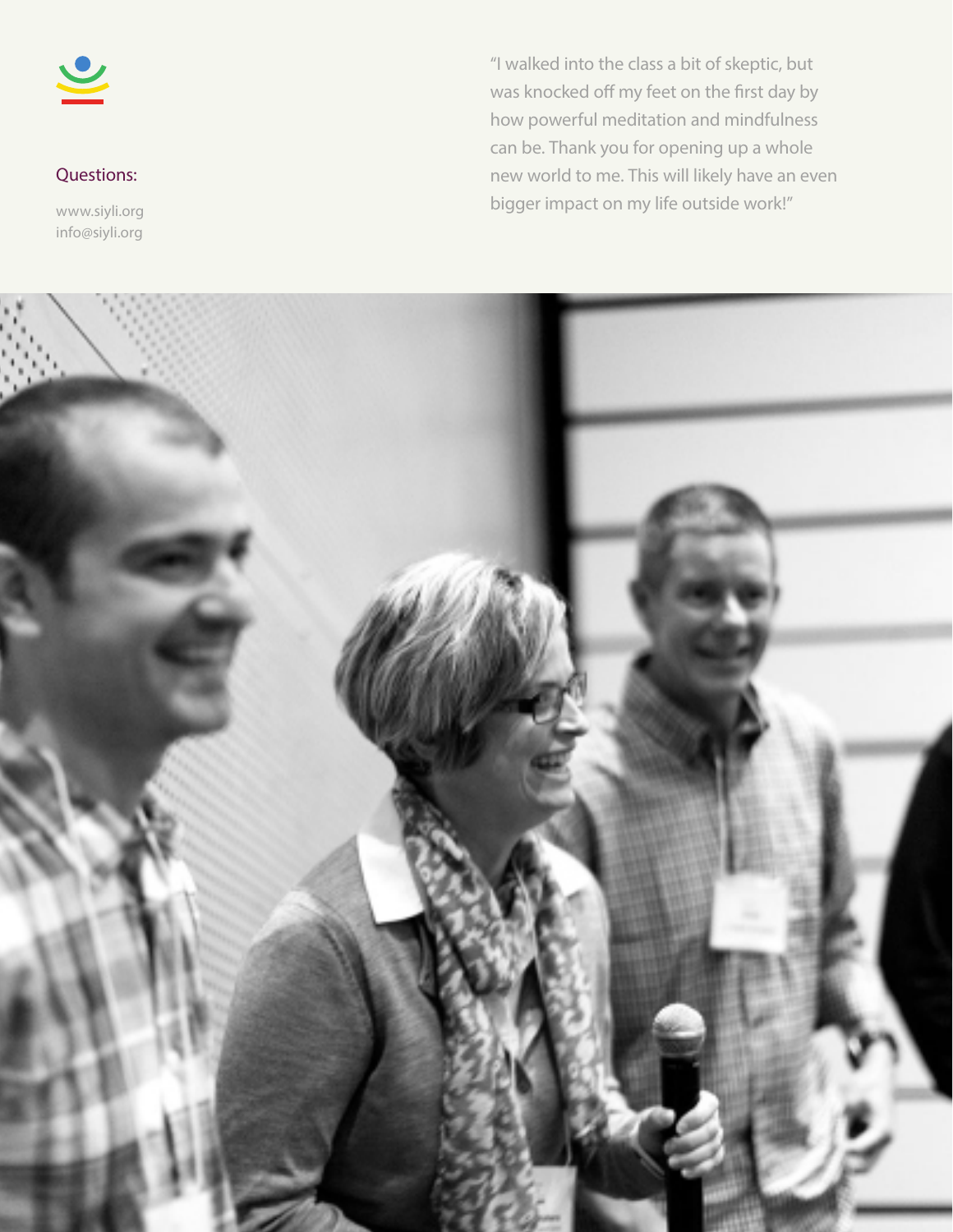Questions:

www.siyli.org
info@siyli.org

"I walked into the class a bit of skeptic, but was knocked off my feet on the first day by how powerful meditation and mindfulness can be. Thank you for opening up a whole new world to me. This will likely have an even bigger impact on my life outside work!"